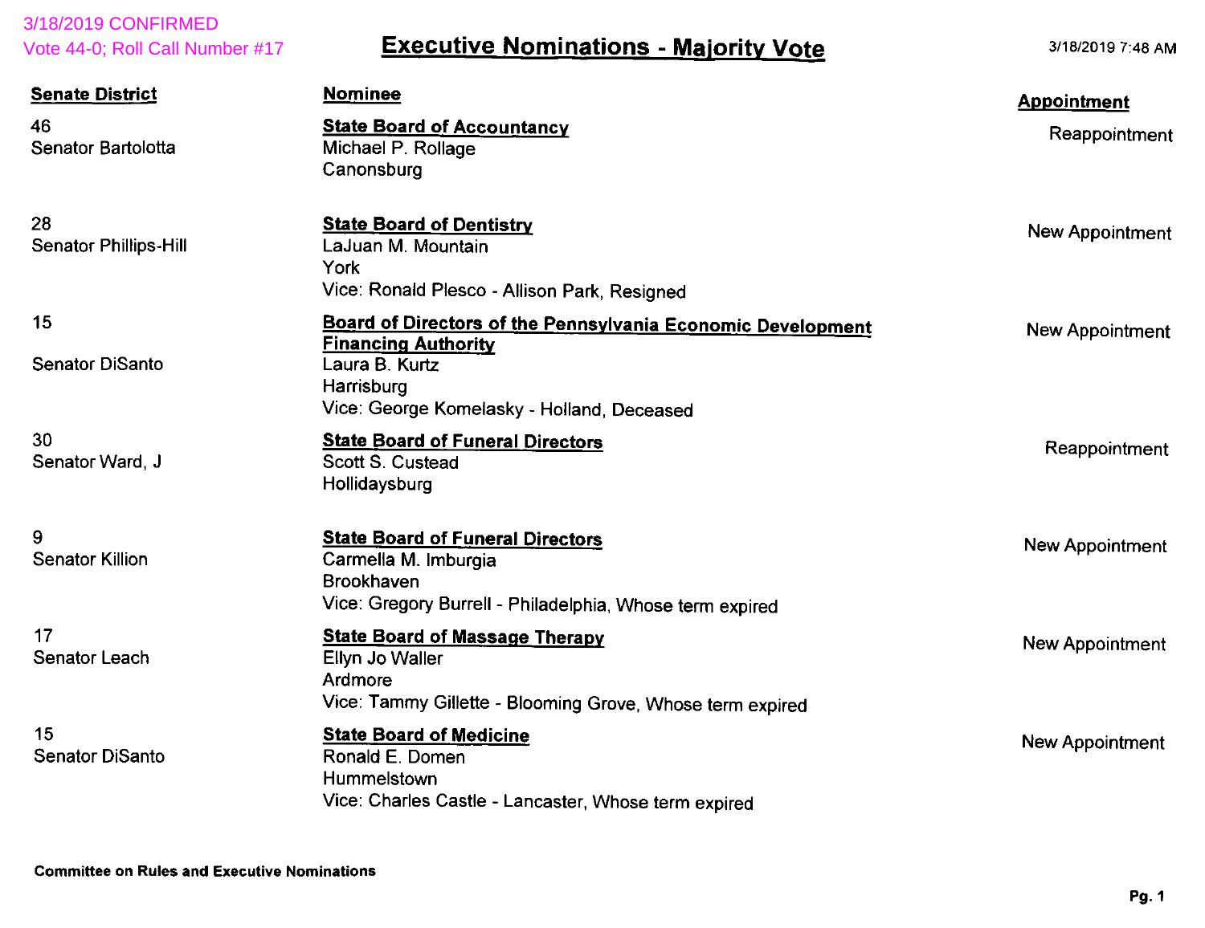3/18/2019 CONFIRMED
Vote 44-0; Roll Call Number #17

# Executive Nominations - Majority Vote

3/18/2019 7:48 AM

| Senate District | Nominee | Appointment |
|---|---|---|
| 46<br>Senator Bartolotta | **State Board of Accountancy**<br>Michael P. Rollage<br>Canonsburg | Reappointment |
| 28<br>Senator Phillips-Hill | **State Board of Dentistry**<br>LaJuan M. Mountain<br>York<br>Vice: Ronald Plesco - Allison Park, Resigned | New Appointment |
| 15<br>Senator DiSanto | **Board of Directors of the Pennsylvania Economic Development Financing Authority**<br>Laura B. Kurtz<br>Harrisburg<br>Vice: George Komelasky - Holland, Deceased | New Appointment |
| 30<br>Senator Ward, J | **State Board of Funeral Directors**<br>Scott S. Custead<br>Hollidaysburg | Reappointment |
| 9<br>Senator Killion | **State Board of Funeral Directors**<br>Carmella M. Imburgia<br>Brookhaven<br>Vice: Gregory Burrell - Philadelphia, Whose term expired | New Appointment |
| 17<br>Senator Leach | **State Board of Massage Therapy**<br>Ellyn Jo Waller<br>Ardmore<br>Vice: Tammy Gillette - Blooming Grove, Whose term expired | New Appointment |
| 15<br>Senator DiSanto | **State Board of Medicine**<br>Ronald E. Domen<br>Hummelstown<br>Vice: Charles Castle - Lancaster, Whose term expired | New Appointment |

**Committee on Rules and Executive Nominations**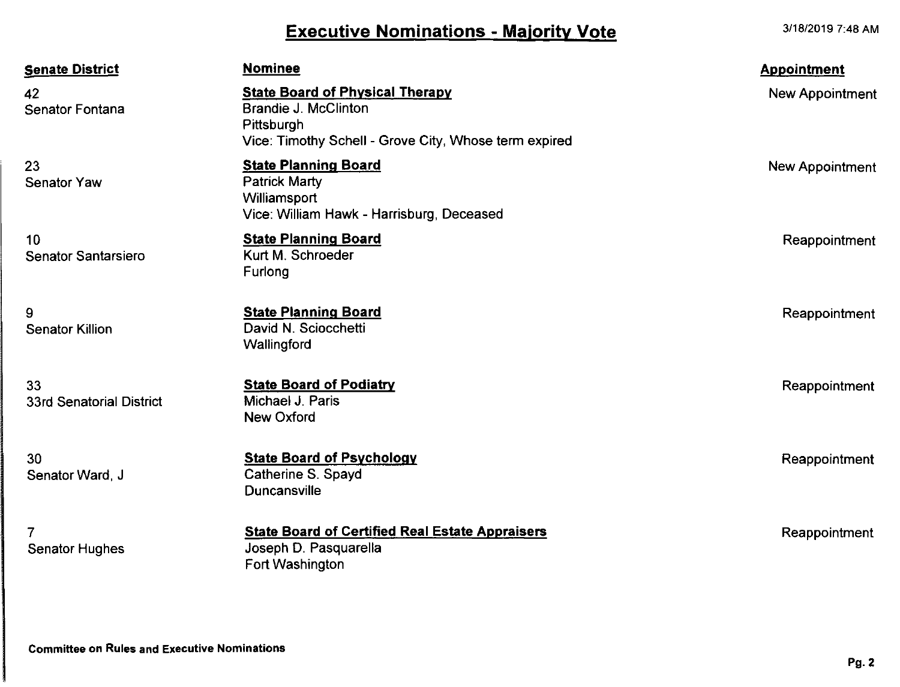# Executive Nominations - Majority Vote

3/18/2019 7:48 AM

| Senate District | Nominee | Appointment |
| --- | --- | --- |
| 42<br>Senator Fontana | **State Board of Physical Therapy**<br>Brandie J. McClinton<br>Pittsburgh<br>Vice: Timothy Schell - Grove City, Whose term expired | New Appointment |
| 23<br>Senator Yaw | **State Planning Board**<br>Patrick Marty<br>Williamsport<br>Vice: William Hawk - Harrisburg, Deceased | New Appointment |
| 10<br>Senator Santarsiero | **State Planning Board**<br>Kurt M. Schroeder<br>Furlong | Reappointment |
| 9<br>Senator Killion | **State Planning Board**<br>David N. Sciocchetti<br>Wallingford | Reappointment |
| 33<br>33rd Senatorial District | **State Board of Podiatry**<br>Michael J. Paris<br>New Oxford | Reappointment |
| 30<br>Senator Ward, J | **State Board of Psychology**<br>Catherine S. Spayd<br>Duncansville | Reappointment |
| 7<br>Senator Hughes | **State Board of Certified Real Estate Appraisers**<br>Joseph D. Pasquarella<br>Fort Washington | Reappointment |

**Committee on Rules and Executive Nominations**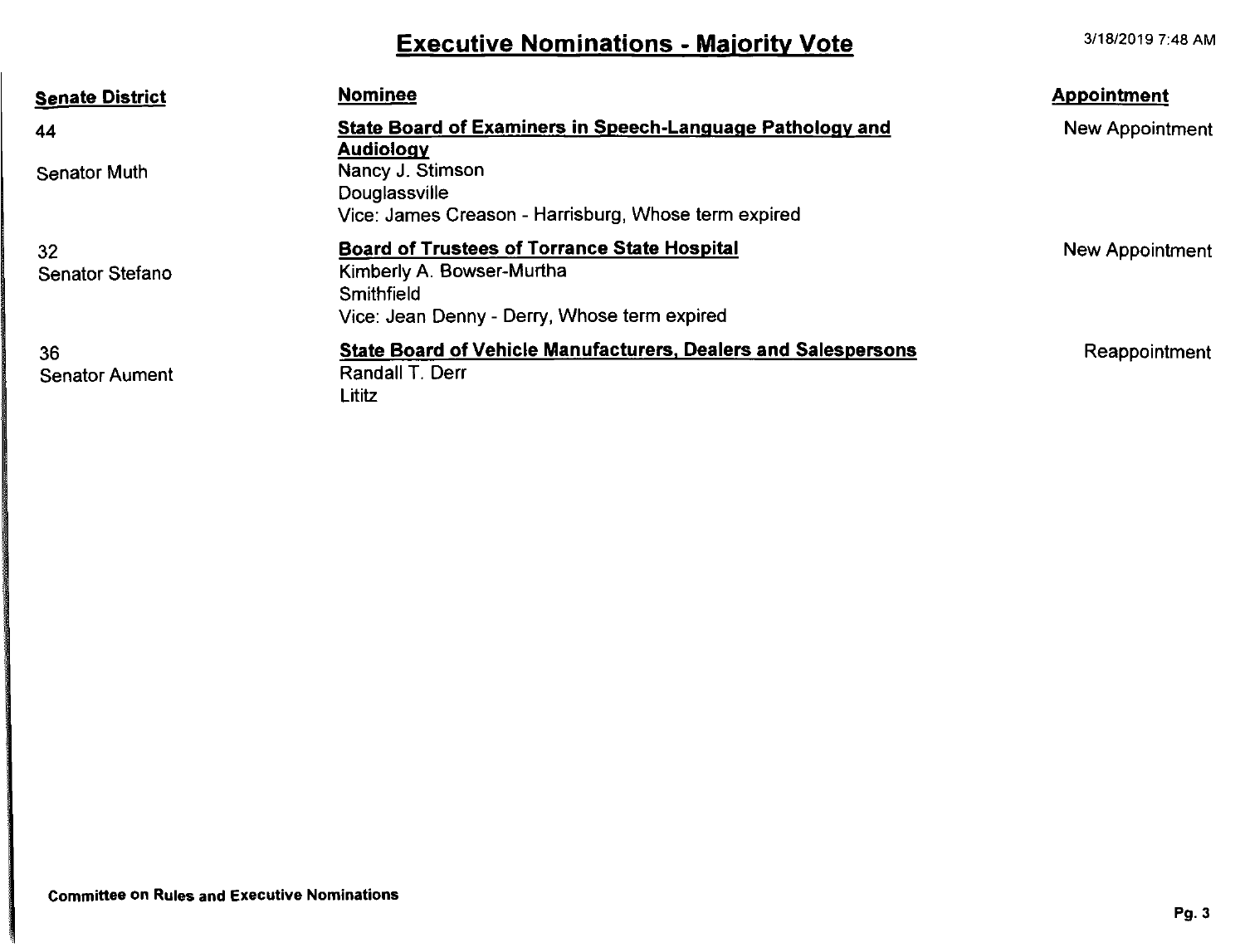# Executive Nominations - Majority Vote

3/18/2019 7:48 AM

| Senate District | Nominee | Appointment |
| --- | --- | --- |
| 44<br>Senator Muth | **State Board of Examiners in Speech-Language Pathology and Audiology**<br>Nancy J. Stimson<br>Douglassville<br>Vice: James Creason - Harrisburg, Whose term expired | New Appointment |
| 32<br>Senator Stefano | **Board of Trustees of Torrance State Hospital**<br>Kimberly A. Bowser-Murtha<br>Smithfield<br>Vice: Jean Denny - Derry, Whose term expired | New Appointment |
| 36<br>Senator Aument | **State Board of Vehicle Manufacturers, Dealers and Salespersons**<br>Randall T. Derr<br>Lititz | Reappointment |

**Committee on Rules and Executive Nominations**